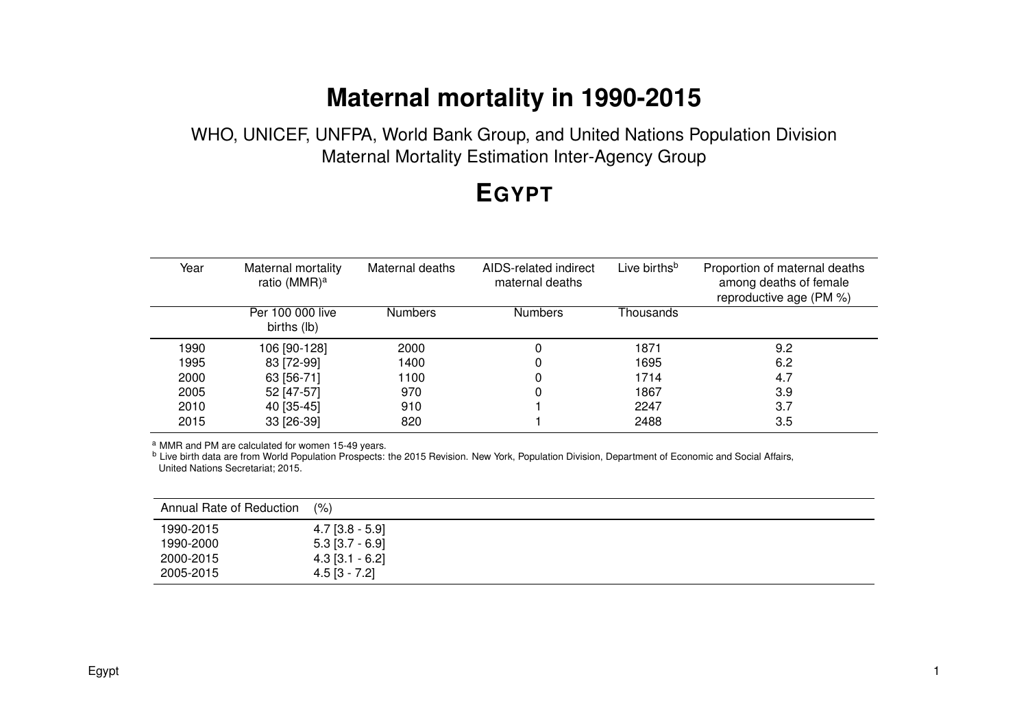# Maternal mortality in 1990-2015

WHO, UNICEF, UNFPA, World Bank Group, and United Nations Population Division
Maternal Mortality Estimation Inter-Agency Group

## EGYPT

| Year | Maternal mortality ratio (MMR)[a] | Maternal deaths | AIDS-related indirect maternal deaths | Live births[b] | Proportion of maternal deaths among deaths of female reproductive age (PM %) |
|---|---|---|---|---|---|
| | Per 100 000 live births (lb) | Numbers | Numbers | Thousands | |
| 1990 | 106 [90-128] | 2000 | 0 | 1871 | 9.2 |
| 1995 | 83 [72-99] | 1400 | 0 | 1695 | 6.2 |
| 2000 | 63 [56-71] | 1100 | 0 | 1714 | 4.7 |
| 2005 | 52 [47-57] | 970 | 0 | 1867 | 3.9 |
| 2010 | 40 [35-45] | 910 | 1 | 2247 | 3.7 |
| 2015 | 33 [26-39] | 820 | 1 | 2488 | 3.5 |

[a] MMR and PM are calculated for women 15-49 years.
[b] Live birth data are from World Population Prospects: the 2015 Revision. New York, Population Division, Department of Economic and Social Affairs, United Nations Secretariat; 2015.

| Annual Rate of Reduction | (%) |
|---|---|
| 1990-2015 | 4.7 [3.8 - 5.9] |
| 1990-2000 | 5.3 [3.7 - 6.9] |
| 2000-2015 | 4.3 [3.1 - 6.2] |
| 2005-2015 | 4.5 [3 - 7.2] |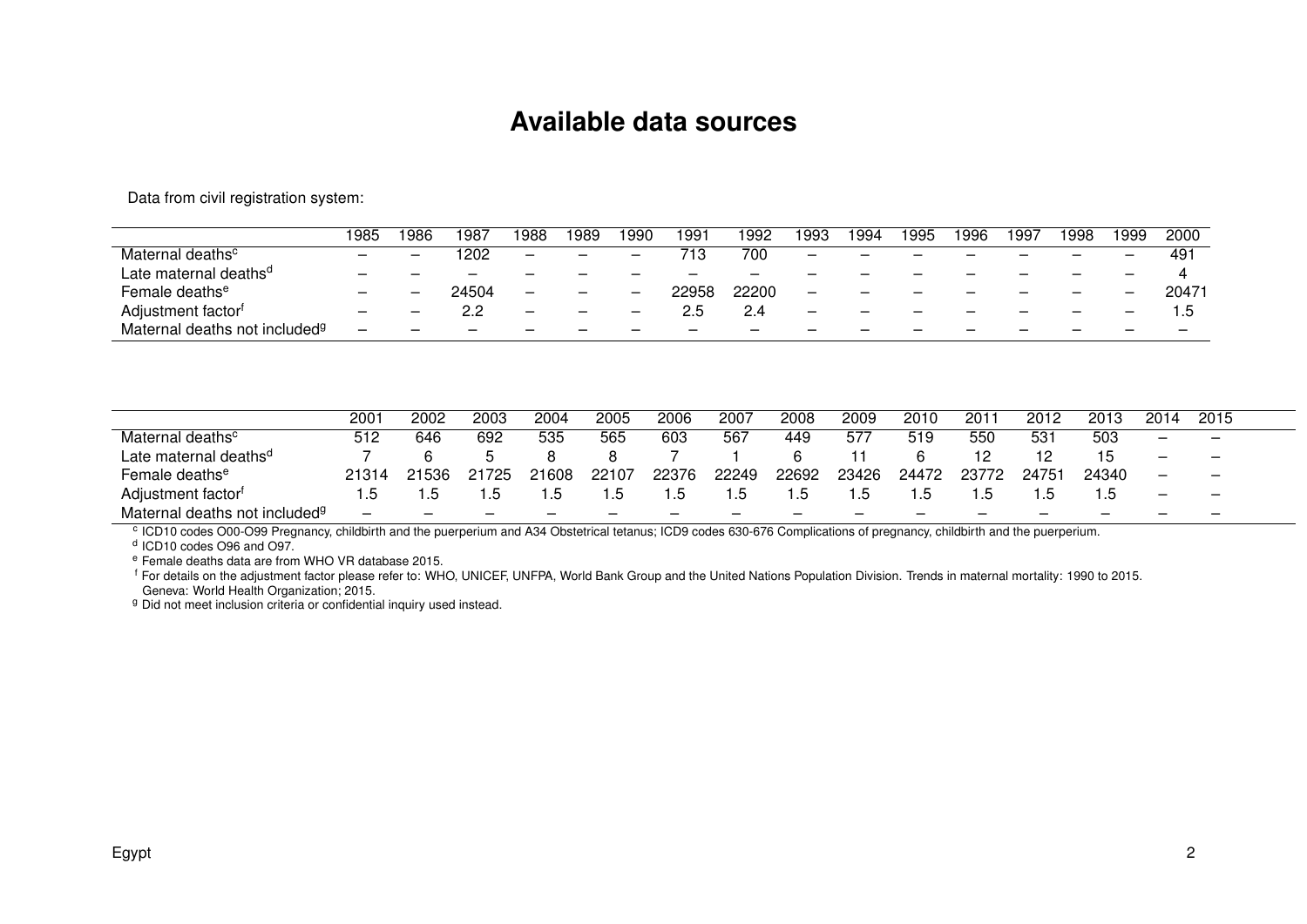# Available data sources

Data from civil registration system:

| | 1985 | 1986 | 1987 | 1988 | 1989 | 1990 | 1991 | 1992 | 1993 | 1994 | 1995 | 1996 | 1997 | 1998 | 1999 | 2000 |
|---|---|---|---|---|---|---|---|---|---|---|---|---|---|---|---|---|
| Maternal deaths[c] | – | – | 1202 | – | – | – | 713 | 700 | – | – | – | – | – | – | – | 491 |
| Late maternal deaths[d] | – | – | – | – | – | – | – | – | – | – | – | – | – | – | – | 4 |
| Female deaths[e] | – | – | 24504 | – | – | – | 22958 | 22200 | – | – | – | – | – | – | – | 20471 |
| Adjustment factor[f] | – | – | 2.2 | – | – | – | 2.5 | 2.4 | – | – | – | – | – | – | – | 1.5 |
| Maternal deaths not included[g] | – | – | – | – | – | – | – | – | – | – | – | – | – | – | – | – |

| | 2001 | 2002 | 2003 | 2004 | 2005 | 2006 | 2007 | 2008 | 2009 | 2010 | 2011 | 2012 | 2013 | 2014 | 2015 |
|---|---|---|---|---|---|---|---|---|---|---|---|---|---|---|---|
| Maternal deaths[c] | 512 | 646 | 692 | 535 | 565 | 603 | 567 | 449 | 577 | 519 | 550 | 531 | 503 | – | – |
| Late maternal deaths[d] | 7 | 6 | 5 | 8 | 8 | 7 | 1 | 6 | 11 | 6 | 12 | 12 | 15 | – | – |
| Female deaths[e] | 21314 | 21536 | 21725 | 21608 | 22107 | 22376 | 22249 | 22692 | 23426 | 24472 | 23772 | 24751 | 24340 | – | – |
| Adjustment factor[f] | 1.5 | 1.5 | 1.5 | 1.5 | 1.5 | 1.5 | 1.5 | 1.5 | 1.5 | 1.5 | 1.5 | 1.5 | 1.5 | – | – |
| Maternal deaths not included[g] | – | – | – | – | – | – | – | – | – | – | – | – | – | – | – |

[c] ICD10 codes O00-O99 Pregnancy, childbirth and the puerperium and A34 Obstetrical tetanus; ICD9 codes 630-676 Complications of pregnancy, childbirth and the puerperium.

[d] ICD10 codes O96 and O97.

[e] Female deaths data are from WHO VR database 2015.

[f] For details on the adjustment factor please refer to: WHO, UNICEF, UNFPA, World Bank Group and the United Nations Population Division. Trends in maternal mortality: 1990 to 2015. Geneva: World Health Organization; 2015.

[g] Did not meet inclusion criteria or confidential inquiry used instead.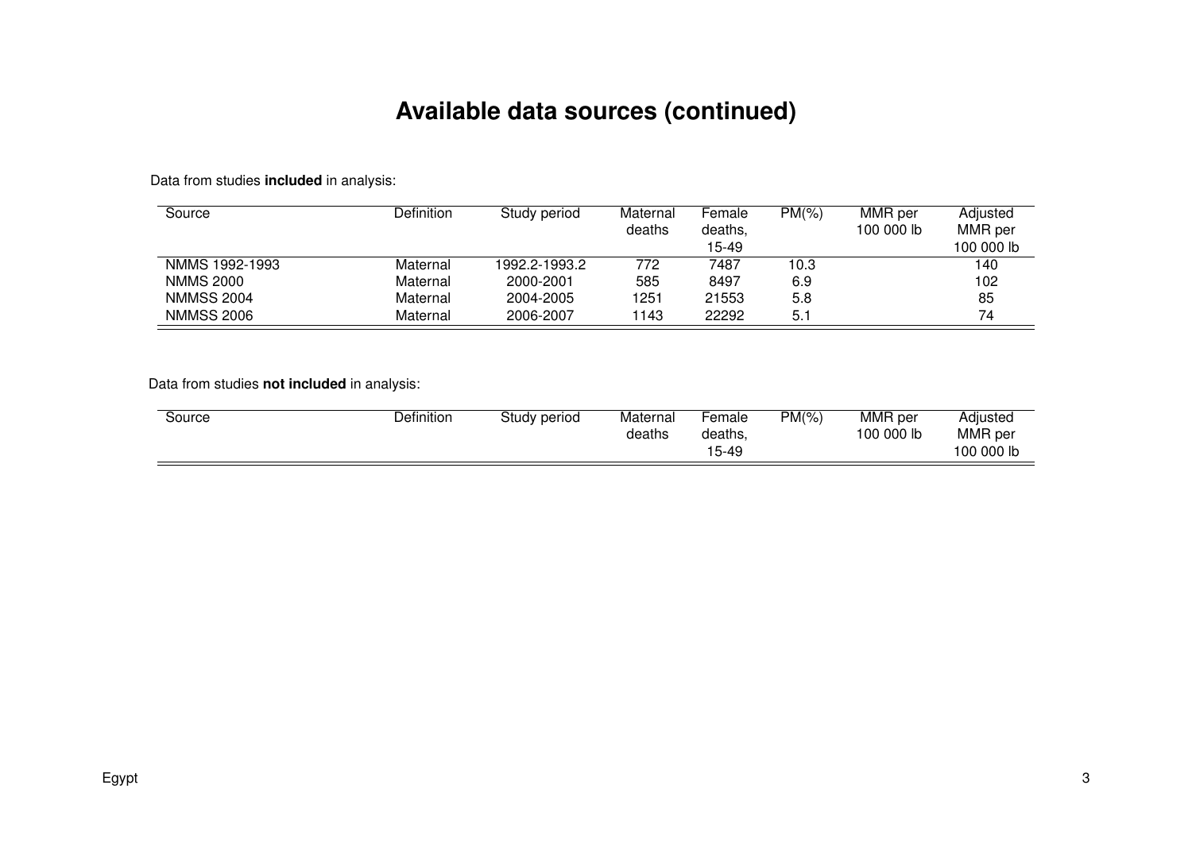# Available data sources (continued)

Data from studies **included** in analysis:

| Source | Definition | Study period | Maternal deaths | Female deaths, 15-49 | PM(%) | MMR per 100 000 lb | Adjusted MMR per 100 000 lb |
|---|---|---|---|---|---|---|---|
| NMMS 1992-1993 | Maternal | 1992.2-1993.2 | 772 | 7487 | 10.3 | | 140 |
| NMMS 2000 | Maternal | 2000-2001 | 585 | 8497 | 6.9 | | 102 |
| NMMSS 2004 | Maternal | 2004-2005 | 1251 | 21553 | 5.8 | | 85 |
| NMMSS 2006 | Maternal | 2006-2007 | 1143 | 22292 | 5.1 | | 74 |

Data from studies **not included** in analysis:

| Source | Definition | Study period | Maternal deaths | Female deaths, 15-49 | PM(%) | MMR per 100 000 lb | Adjusted MMR per 100 000 lb |
|---|---|---|---|---|---|---|---|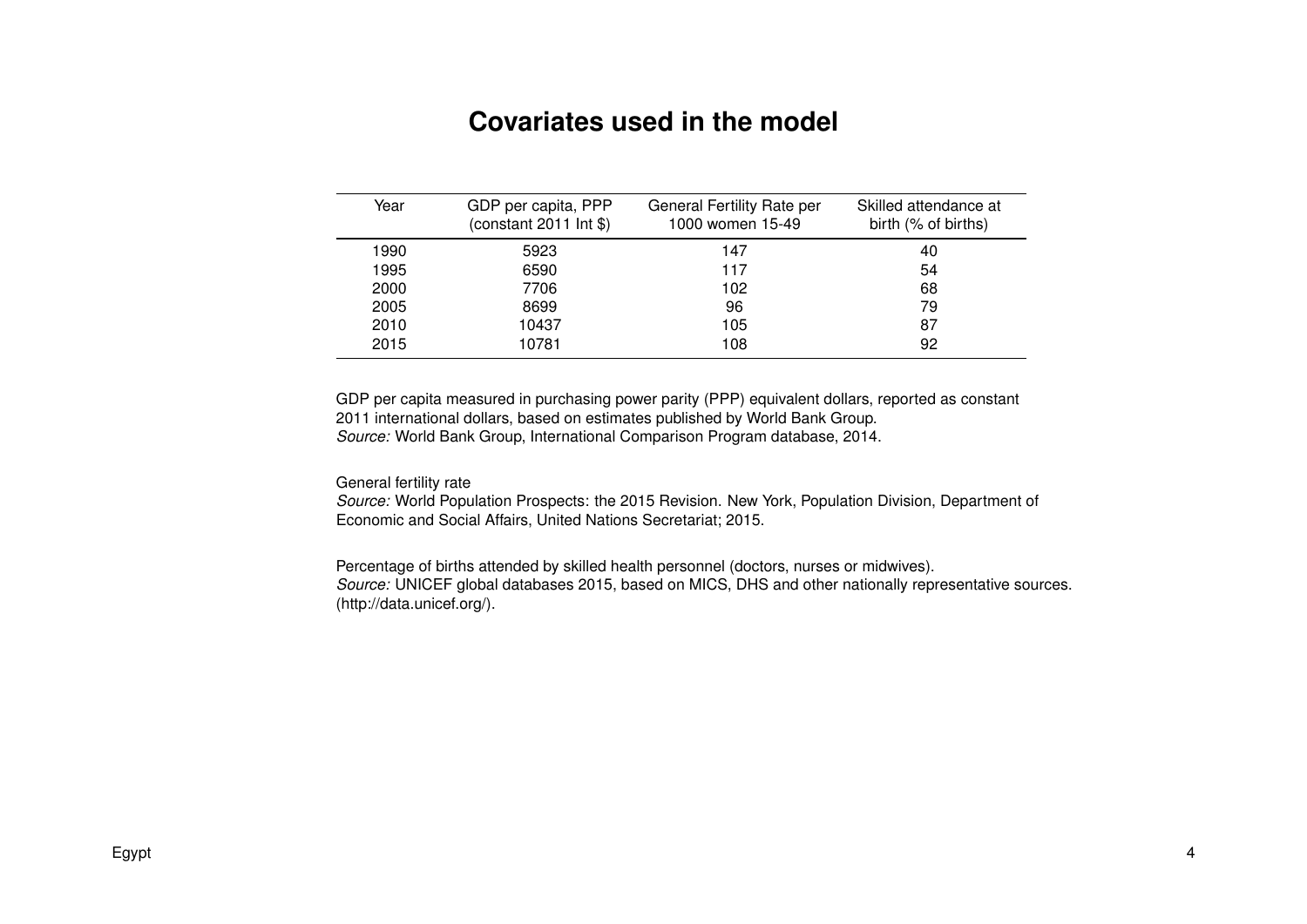# Covariates used in the model

| Year | GDP per capita, PPP (constant 2011 Int $) | General Fertility Rate per 1000 women 15-49 | Skilled attendance at birth (% of births) |
|---|---|---|---|
| 1990 | 5923 | 147 | 40 |
| 1995 | 6590 | 117 | 54 |
| 2000 | 7706 | 102 | 68 |
| 2005 | 8699 | 96 | 79 |
| 2010 | 10437 | 105 | 87 |
| 2015 | 10781 | 108 | 92 |

GDP per capita measured in purchasing power parity (PPP) equivalent dollars, reported as constant 2011 international dollars, based on estimates published by World Bank Group.
*Source:* World Bank Group, International Comparison Program database, 2014.

General fertility rate
*Source:* World Population Prospects: the 2015 Revision. New York, Population Division, Department of Economic and Social Affairs, United Nations Secretariat; 2015.

Percentage of births attended by skilled health personnel (doctors, nurses or midwives).
*Source:* UNICEF global databases 2015, based on MICS, DHS and other nationally representative sources. (http://data.unicef.org/).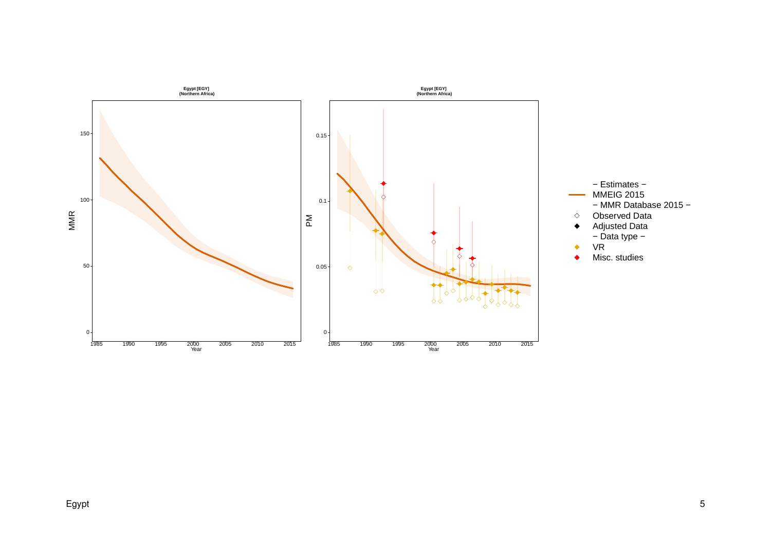Egypt [EGY]
(Northern Africa)

MMR

150
100
50
0

1985 1990 1995 2000 2005 2010 2015
Year

Egypt [EGY]
(Northern Africa)

PM

0.15
0.1
0.05
0

1985 1990 1995 2000 2005 2010 2015
Year

− Estimates −
MMEIG 2015
− MMR Database 2015 −
Observed Data
Adjusted Data
− Data type −
VR
Misc. studies

Egypt